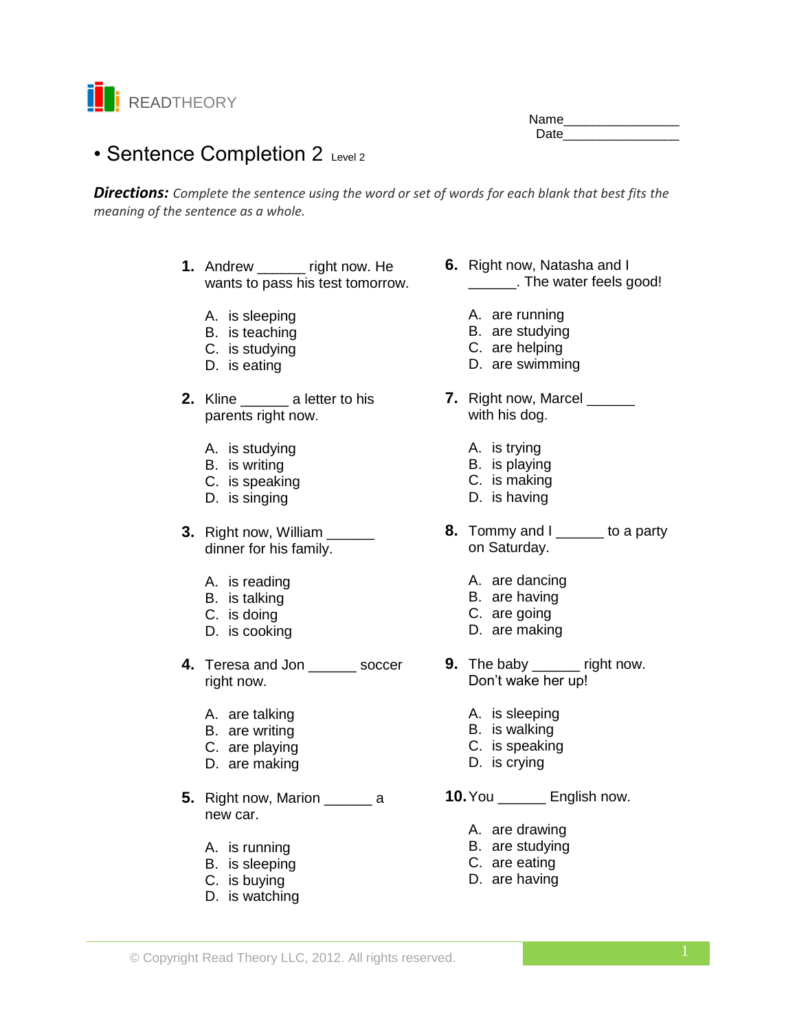READTHEORY

Name________________
Date________________

# • Sentence Completion 2 Level 2

***Directions:*** *Complete the sentence using the word or set of words for each blank that best fits the meaning of the sentence as a whole.*

**1.** Andrew ______ right now. He wants to pass his test tomorrow.

A. is sleeping
B. is teaching
C. is studying
D. is eating

**2.** Kline ______ a letter to his parents right now.

A. is studying
B. is writing
C. is speaking
D. is singing

**3.** Right now, William ______ dinner for his family.

A. is reading
B. is talking
C. is doing
D. is cooking

**4.** Teresa and Jon ______ soccer right now.

A. are talking
B. are writing
C. are playing
D. are making

**5.** Right now, Marion ______ a new car.

A. is running
B. is sleeping
C. is buying
D. is watching

**6.** Right now, Natasha and I ______. The water feels good!

A. are running
B. are studying
C. are helping
D. are swimming

**7.** Right now, Marcel ______ with his dog.

A. is trying
B. is playing
C. is making
D. is having

**8.** Tommy and I ______ to a party on Saturday.

A. are dancing
B. are having
C. are going
D. are making

**9.** The baby ______ right now. Don't wake her up!

A. is sleeping
B. is walking
C. is speaking
D. is crying

**10.** You ______ English now.

A. are drawing
B. are studying
C. are eating
D. are having

© Copyright Read Theory LLC, 2012. All rights reserved.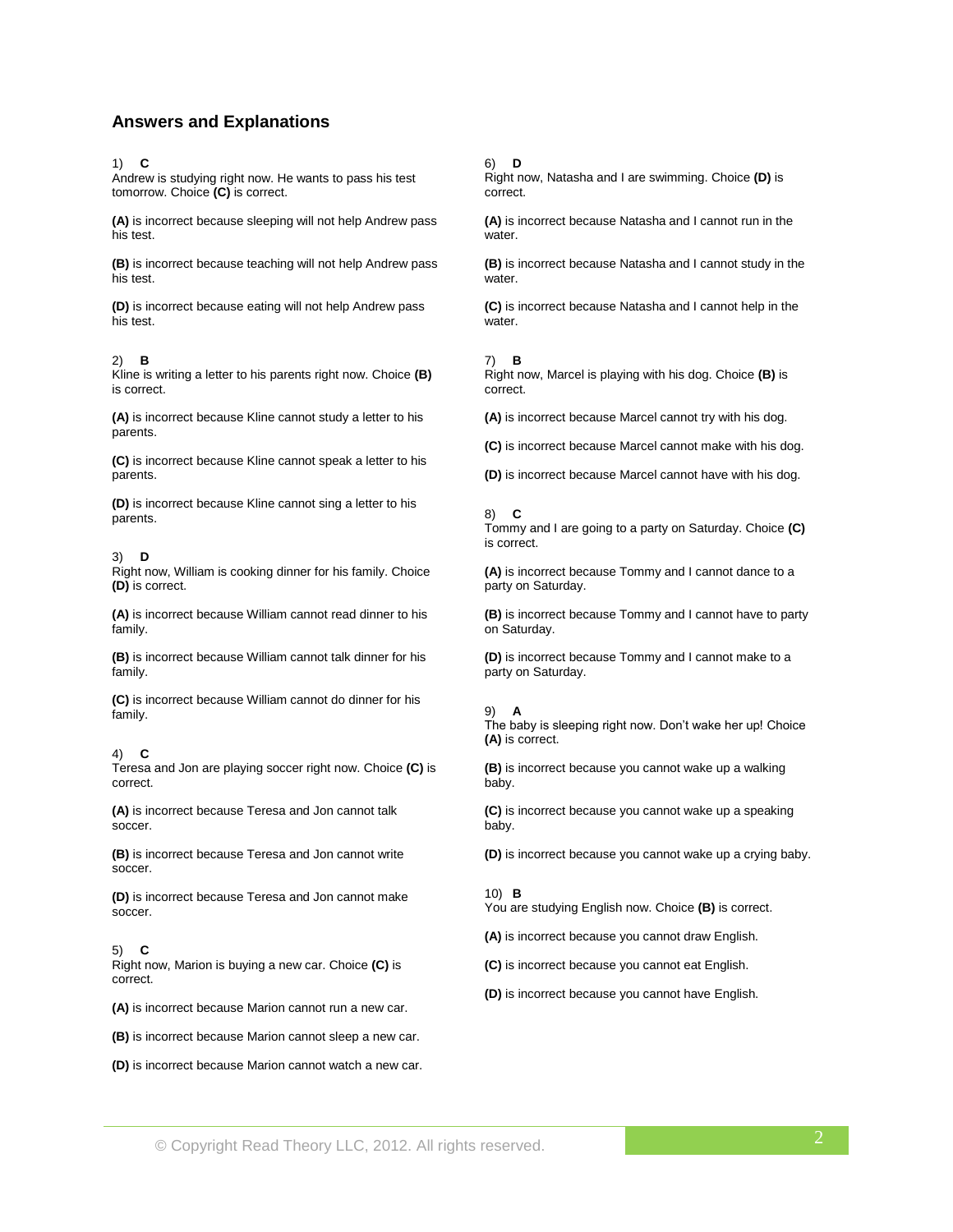## Answers and Explanations

1) **C**
Andrew is studying right now. He wants to pass his test tomorrow. Choice **(C)** is correct.

**(A)** is incorrect because sleeping will not help Andrew pass his test.

**(B)** is incorrect because teaching will not help Andrew pass his test.

**(D)** is incorrect because eating will not help Andrew pass his test.

2) **B**
Kline is writing a letter to his parents right now. Choice **(B)** is correct.

**(A)** is incorrect because Kline cannot study a letter to his parents.

**(C)** is incorrect because Kline cannot speak a letter to his parents.

**(D)** is incorrect because Kline cannot sing a letter to his parents.

3) **D**
Right now, William is cooking dinner for his family. Choice **(D)** is correct.

**(A)** is incorrect because William cannot read dinner to his family.

**(B)** is incorrect because William cannot talk dinner for his family.

**(C)** is incorrect because William cannot do dinner for his family.

4) **C**
Teresa and Jon are playing soccer right now. Choice **(C)** is correct.

**(A)** is incorrect because Teresa and Jon cannot talk soccer.

**(B)** is incorrect because Teresa and Jon cannot write soccer.

**(D)** is incorrect because Teresa and Jon cannot make soccer.

5) **C**
Right now, Marion is buying a new car. Choice **(C)** is correct.

**(A)** is incorrect because Marion cannot run a new car.

**(B)** is incorrect because Marion cannot sleep a new car.

**(D)** is incorrect because Marion cannot watch a new car.

6) **D**
Right now, Natasha and I are swimming. Choice **(D)** is correct.

**(A)** is incorrect because Natasha and I cannot run in the water.

**(B)** is incorrect because Natasha and I cannot study in the water.

**(C)** is incorrect because Natasha and I cannot help in the water.

7) **B**
Right now, Marcel is playing with his dog. Choice **(B)** is correct.

**(A)** is incorrect because Marcel cannot try with his dog.

**(C)** is incorrect because Marcel cannot make with his dog.

**(D)** is incorrect because Marcel cannot have with his dog.

8) **C**
Tommy and I are going to a party on Saturday. Choice **(C)** is correct.

**(A)** is incorrect because Tommy and I cannot dance to a party on Saturday.

**(B)** is incorrect because Tommy and I cannot have to party on Saturday.

**(D)** is incorrect because Tommy and I cannot make to a party on Saturday.

9) **A**
The baby is sleeping right now. Don't wake her up! Choice **(A)** is correct.

**(B)** is incorrect because you cannot wake up a walking baby.

**(C)** is incorrect because you cannot wake up a speaking baby.

**(D)** is incorrect because you cannot wake up a crying baby.

10) **B**
You are studying English now. Choice **(B)** is correct.

**(A)** is incorrect because you cannot draw English.

**(C)** is incorrect because you cannot eat English.

**(D)** is incorrect because you cannot have English.

© Copyright Read Theory LLC, 2012. All rights reserved.